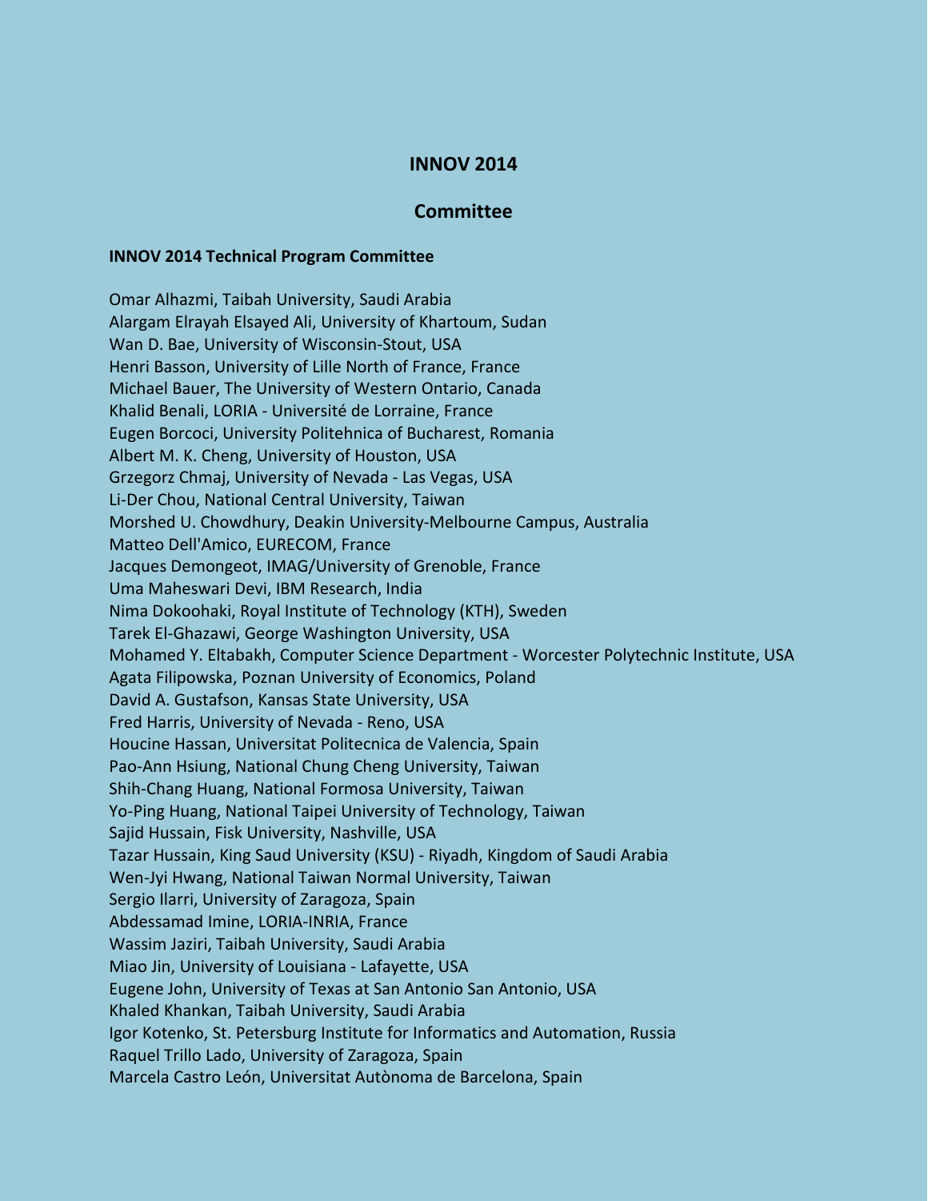# INNOV 2014

## Committee

### INNOV 2014 Technical Program Committee

Omar Alhazmi, Taibah University, Saudi Arabia
Alargam Elrayah Elsayed Ali, University of Khartoum, Sudan
Wan D. Bae, University of Wisconsin-Stout, USA
Henri Basson, University of Lille North of France, France
Michael Bauer, The University of Western Ontario, Canada
Khalid Benali, LORIA - Université de Lorraine, France
Eugen Borcoci, University Politehnica of Bucharest, Romania
Albert M. K. Cheng, University of Houston, USA
Grzegorz Chmaj, University of Nevada - Las Vegas, USA
Li-Der Chou, National Central University, Taiwan
Morshed U. Chowdhury, Deakin University-Melbourne Campus, Australia
Matteo Dell'Amico, EURECOM, France
Jacques Demongeot, IMAG/University of Grenoble, France
Uma Maheswari Devi, IBM Research, India
Nima Dokoohaki, Royal Institute of Technology (KTH), Sweden
Tarek El-Ghazawi, George Washington University, USA
Mohamed Y. Eltabakh, Computer Science Department - Worcester Polytechnic Institute, USA
Agata Filipowska, Poznan University of Economics, Poland
David A. Gustafson, Kansas State University, USA
Fred Harris, University of Nevada - Reno, USA
Houcine Hassan, Universitat Politecnica de Valencia, Spain
Pao-Ann Hsiung, National Chung Cheng University, Taiwan
Shih-Chang Huang, National Formosa University, Taiwan
Yo-Ping Huang, National Taipei University of Technology, Taiwan
Sajid Hussain, Fisk University, Nashville, USA
Tazar Hussain, King Saud University (KSU) - Riyadh, Kingdom of Saudi Arabia
Wen-Jyi Hwang, National Taiwan Normal University, Taiwan
Sergio Ilarri, University of Zaragoza, Spain
Abdessamad Imine, LORIA-INRIA, France
Wassim Jaziri, Taibah University, Saudi Arabia
Miao Jin, University of Louisiana - Lafayette, USA
Eugene John, University of Texas at San Antonio San Antonio, USA
Khaled Khankan, Taibah University, Saudi Arabia
Igor Kotenko, St. Petersburg Institute for Informatics and Automation, Russia
Raquel Trillo Lado, University of Zaragoza, Spain
Marcela Castro León, Universitat Autònoma de Barcelona, Spain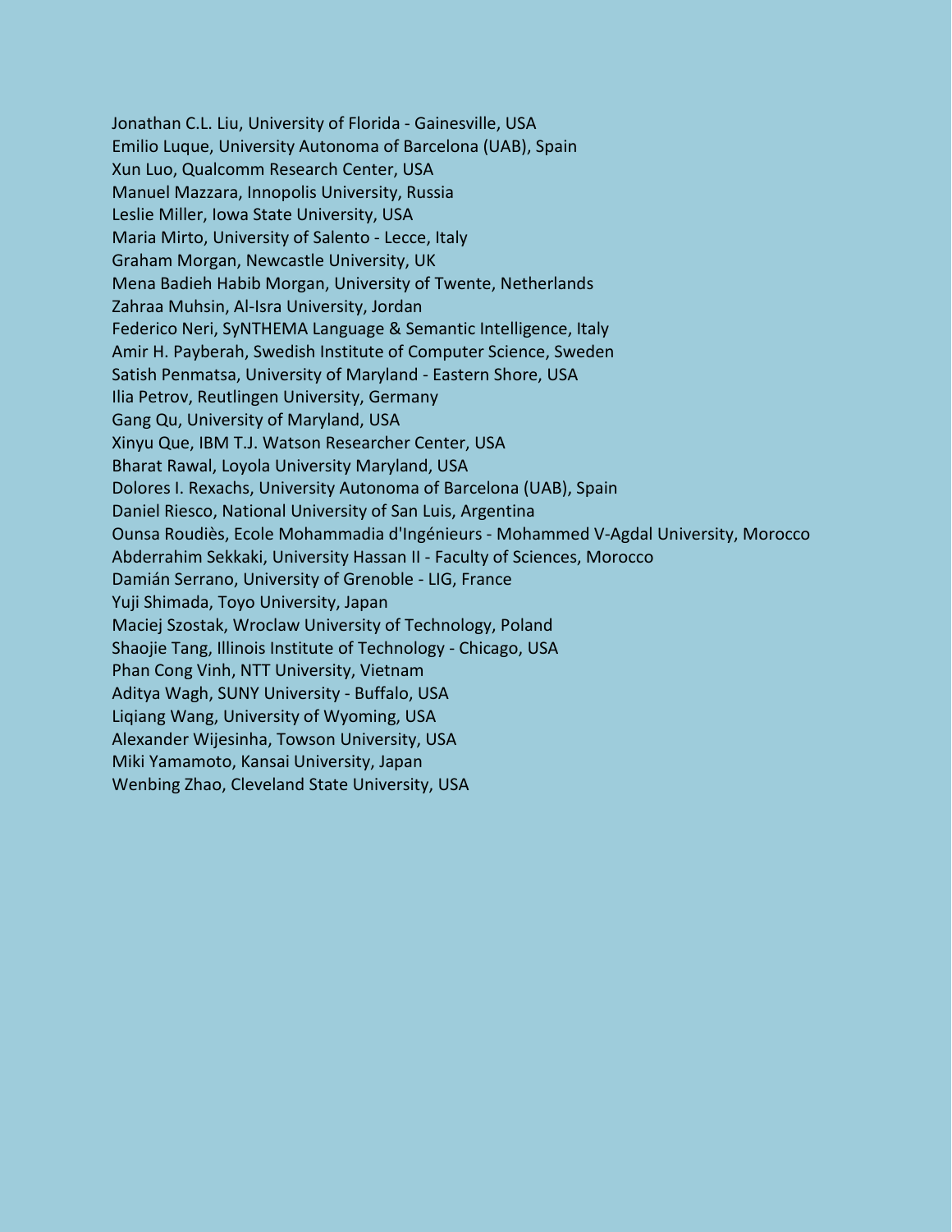Jonathan C.L. Liu, University of Florida - Gainesville, USA
Emilio Luque, University Autonoma of Barcelona (UAB), Spain
Xun Luo, Qualcomm Research Center, USA
Manuel Mazzara, Innopolis University, Russia
Leslie Miller, Iowa State University, USA
Maria Mirto, University of Salento - Lecce, Italy
Graham Morgan, Newcastle University, UK
Mena Badieh Habib Morgan, University of Twente, Netherlands
Zahraa Muhsin, Al-Isra University, Jordan
Federico Neri, SyNTHEMA Language & Semantic Intelligence, Italy
Amir H. Payberah, Swedish Institute of Computer Science, Sweden
Satish Penmatsa, University of Maryland - Eastern Shore, USA
Ilia Petrov, Reutlingen University, Germany
Gang Qu, University of Maryland, USA
Xinyu Que, IBM T.J. Watson Researcher Center, USA
Bharat Rawal, Loyola University Maryland, USA
Dolores I. Rexachs, University Autonoma of Barcelona (UAB), Spain
Daniel Riesco, National University of San Luis, Argentina
Ounsa Roudiès, Ecole Mohammadia d'Ingénieurs - Mohammed V-Agdal University, Morocco
Abderrahim Sekkaki, University Hassan II - Faculty of Sciences, Morocco
Damián Serrano, University of Grenoble - LIG, France
Yuji Shimada, Toyo University, Japan
Maciej Szostak, Wroclaw University of Technology, Poland
Shaojie Tang, Illinois Institute of Technology - Chicago, USA
Phan Cong Vinh, NTT University, Vietnam
Aditya Wagh, SUNY University - Buffalo, USA
Liqiang Wang, University of Wyoming, USA
Alexander Wijesinha, Towson University, USA
Miki Yamamoto, Kansai University, Japan
Wenbing Zhao, Cleveland State University, USA